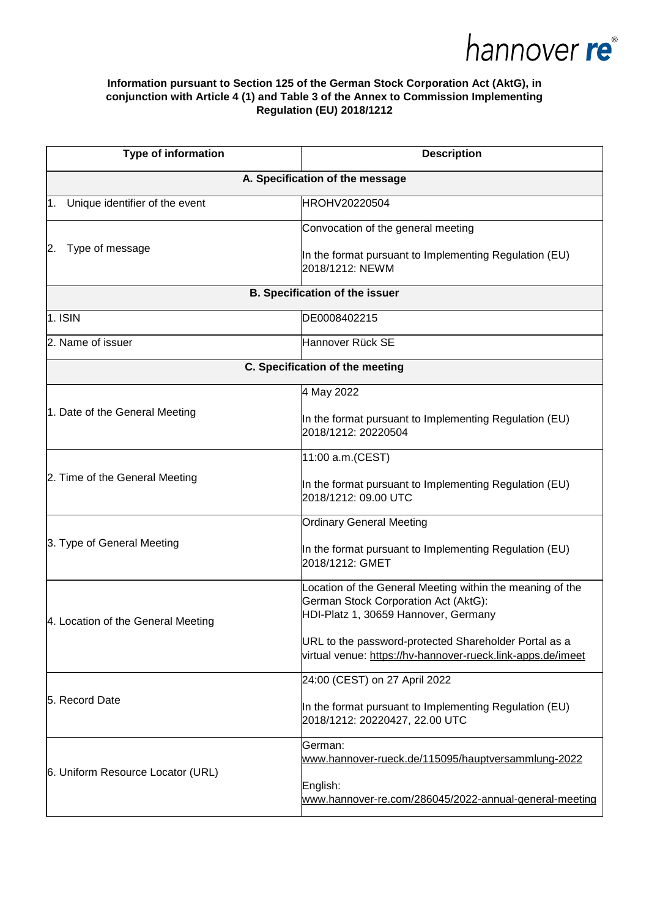hannover re®

**Information pursuant to Section 125 of the German Stock Corporation Act (AktG), in conjunction with Article 4 (1) and Table 3 of the Annex to Commission Implementing Regulation (EU) 2018/1212**

| Type of information | Description |
|---|---|
| **A. Specification of the message** | |
| 1. Unique identifier of the event | HROHV20220504 |
| 2. Type of message | Convocation of the general meeting<br><br>In the format pursuant to Implementing Regulation (EU) 2018/1212: NEWM |
| **B. Specification of the issuer** | |
| 1. ISIN | DE0008402215 |
| 2. Name of issuer | Hannover Rück SE |
| **C. Specification of the meeting** | |
| 1. Date of the General Meeting | 4 May 2022<br><br>In the format pursuant to Implementing Regulation (EU) 2018/1212: 20220504 |
| 2. Time of the General Meeting | 11:00 a.m.(CEST)<br><br>In the format pursuant to Implementing Regulation (EU) 2018/1212: 09.00 UTC |
| 3. Type of General Meeting | Ordinary General Meeting<br><br>In the format pursuant to Implementing Regulation (EU) 2018/1212: GMET |
| 4. Location of the General Meeting | Location of the General Meeting within the meaning of the German Stock Corporation Act (AktG): HDI-Platz 1, 30659 Hannover, Germany<br><br>URL to the password-protected Shareholder Portal as a virtual venue: https://hv-hannover-rueck.link-apps.de/imeet |
| 5. Record Date | 24:00 (CEST) on 27 April 2022<br><br>In the format pursuant to Implementing Regulation (EU) 2018/1212: 20220427, 22.00 UTC |
| 6. Uniform Resource Locator (URL) | German: www.hannover-rueck.de/115095/hauptversammlung-2022<br><br>English: www.hannover-re.com/286045/2022-annual-general-meeting |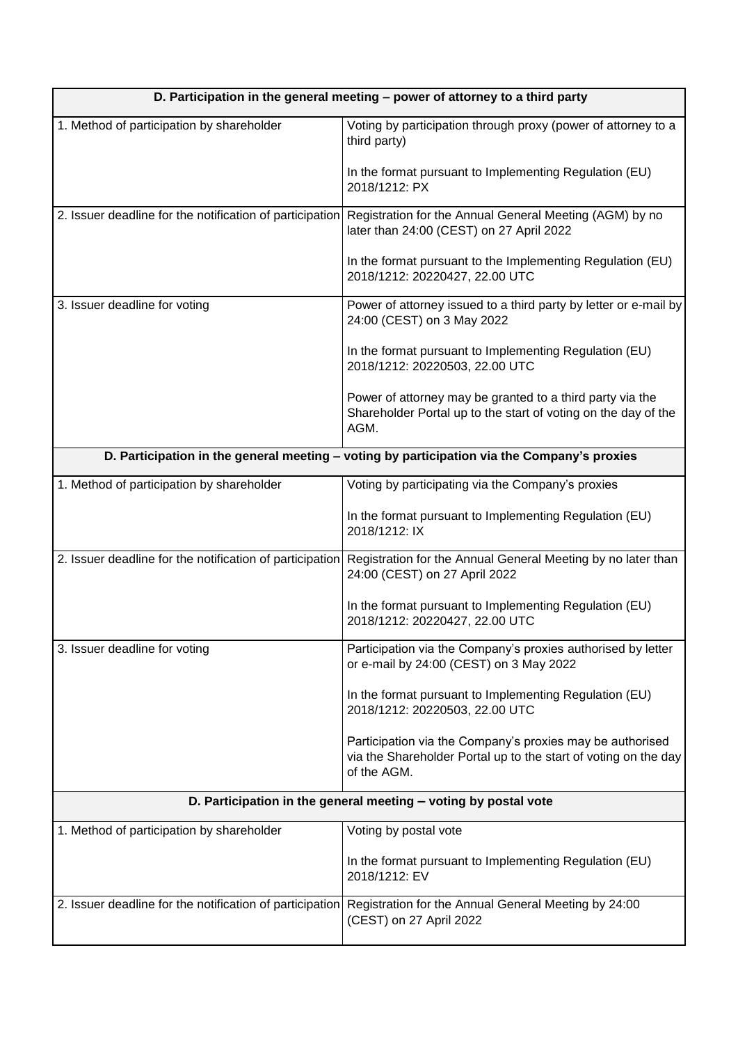| D. Participation in the general meeting – power of attorney to a third party | |
|---|---|
| 1. Method of participation by shareholder | Voting by participation through proxy (power of attorney to a third party)<br><br>In the format pursuant to Implementing Regulation (EU) 2018/1212: PX |
| 2. Issuer deadline for the notification of participation | Registration for the Annual General Meeting (AGM) by no later than 24:00 (CEST) on 27 April 2022<br><br>In the format pursuant to the Implementing Regulation (EU) 2018/1212: 20220427, 22.00 UTC |
| 3. Issuer deadline for voting | Power of attorney issued to a third party by letter or e-mail by 24:00 (CEST) on 3 May 2022<br><br>In the format pursuant to Implementing Regulation (EU) 2018/1212: 20220503, 22.00 UTC<br><br>Power of attorney may be granted to a third party via the Shareholder Portal up to the start of voting on the day of the AGM. |
| **D. Participation in the general meeting – voting by participation via the Company's proxies** | |
| 1. Method of participation by shareholder | Voting by participating via the Company's proxies<br><br>In the format pursuant to Implementing Regulation (EU) 2018/1212: IX |
| 2. Issuer deadline for the notification of participation | Registration for the Annual General Meeting by no later than 24:00 (CEST) on 27 April 2022<br><br>In the format pursuant to Implementing Regulation (EU) 2018/1212: 20220427, 22.00 UTC |
| 3. Issuer deadline for voting | Participation via the Company's proxies authorised by letter or e-mail by 24:00 (CEST) on 3 May 2022<br><br>In the format pursuant to Implementing Regulation (EU) 2018/1212: 20220503, 22.00 UTC<br><br>Participation via the Company's proxies may be authorised via the Shareholder Portal up to the start of voting on the day of the AGM. |
| **D. Participation in the general meeting – voting by postal vote** | |
| 1. Method of participation by shareholder | Voting by postal vote<br><br>In the format pursuant to Implementing Regulation (EU) 2018/1212: EV |
| 2. Issuer deadline for the notification of participation | Registration for the Annual General Meeting by 24:00 (CEST) on 27 April 2022 |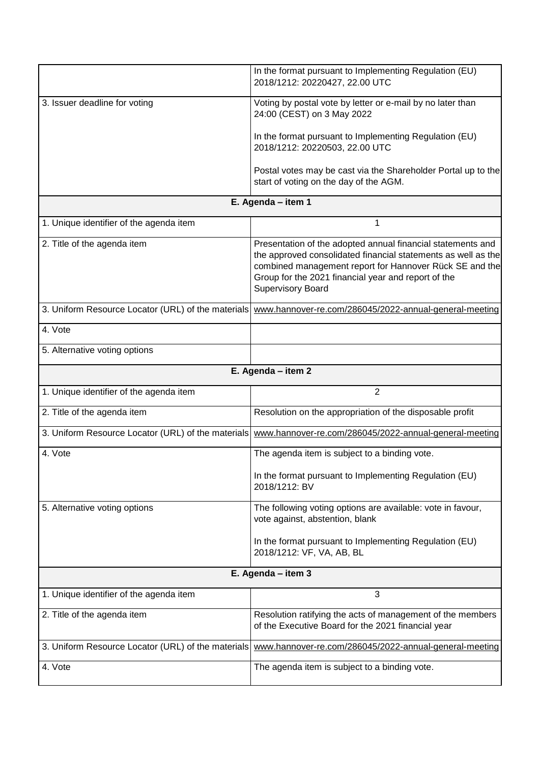| | |
|---|---|
| | In the format pursuant to Implementing Regulation (EU) 2018/1212: 20220427, 22.00 UTC |
| 3. Issuer deadline for voting | Voting by postal vote by letter or e-mail by no later than 24:00 (CEST) on 3 May 2022<br><br>In the format pursuant to Implementing Regulation (EU) 2018/1212: 20220503, 22.00 UTC<br><br>Postal votes may be cast via the Shareholder Portal up to the start of voting on the day of the AGM. |
| **E. Agenda – item 1** | |
| 1. Unique identifier of the agenda item | 1 |
| 2. Title of the agenda item | Presentation of the adopted annual financial statements and the approved consolidated financial statements as well as the combined management report for Hannover Rück SE and the Group for the 2021 financial year and report of the Supervisory Board |
| 3. Uniform Resource Locator (URL) of the materials | www.hannover-re.com/286045/2022-annual-general-meeting |
| 4. Vote | |
| 5. Alternative voting options | |
| **E. Agenda – item 2** | |
| 1. Unique identifier of the agenda item | 2 |
| 2. Title of the agenda item | Resolution on the appropriation of the disposable profit |
| 3. Uniform Resource Locator (URL) of the materials | www.hannover-re.com/286045/2022-annual-general-meeting |
| 4. Vote | The agenda item is subject to a binding vote.<br><br>In the format pursuant to Implementing Regulation (EU) 2018/1212: BV |
| 5. Alternative voting options | The following voting options are available: vote in favour, vote against, abstention, blank<br><br>In the format pursuant to Implementing Regulation (EU) 2018/1212: VF, VA, AB, BL |
| **E. Agenda – item 3** | |
| 1. Unique identifier of the agenda item | 3 |
| 2. Title of the agenda item | Resolution ratifying the acts of management of the members of the Executive Board for the 2021 financial year |
| 3. Uniform Resource Locator (URL) of the materials | www.hannover-re.com/286045/2022-annual-general-meeting |
| 4. Vote | The agenda item is subject to a binding vote. |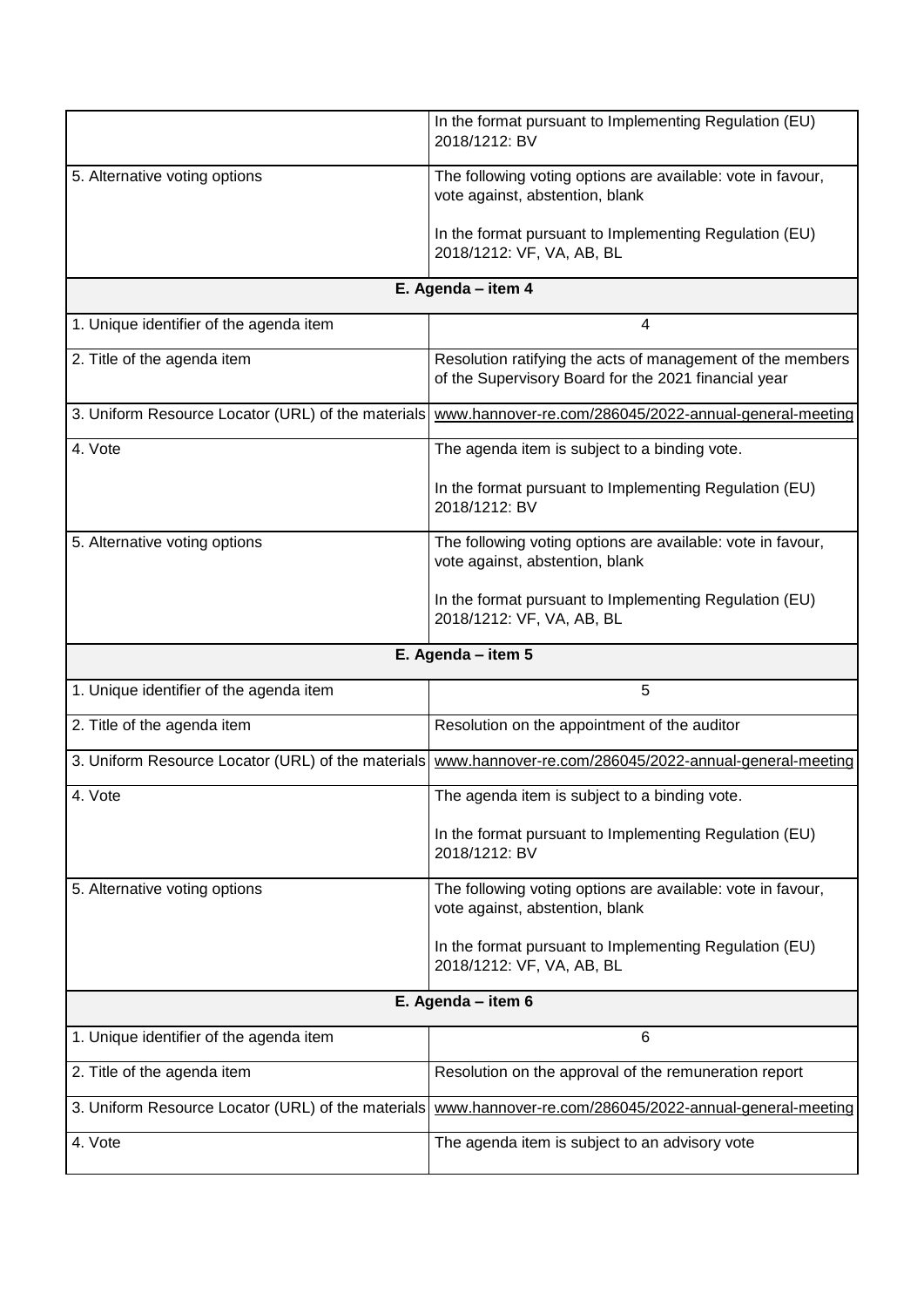| | |
|---|---|
| | In the format pursuant to Implementing Regulation (EU) 2018/1212: BV |
| 5. Alternative voting options | The following voting options are available: vote in favour, vote against, abstention, blank<br><br>In the format pursuant to Implementing Regulation (EU) 2018/1212: VF, VA, AB, BL |
| **E. Agenda – item 4** | |
| 1. Unique identifier of the agenda item | 4 |
| 2. Title of the agenda item | Resolution ratifying the acts of management of the members of the Supervisory Board for the 2021 financial year |
| 3. Uniform Resource Locator (URL) of the materials | www.hannover-re.com/286045/2022-annual-general-meeting |
| 4. Vote | The agenda item is subject to a binding vote.<br><br>In the format pursuant to Implementing Regulation (EU) 2018/1212: BV |
| 5. Alternative voting options | The following voting options are available: vote in favour, vote against, abstention, blank<br><br>In the format pursuant to Implementing Regulation (EU) 2018/1212: VF, VA, AB, BL |
| **E. Agenda – item 5** | |
| 1. Unique identifier of the agenda item | 5 |
| 2. Title of the agenda item | Resolution on the appointment of the auditor |
| 3. Uniform Resource Locator (URL) of the materials | www.hannover-re.com/286045/2022-annual-general-meeting |
| 4. Vote | The agenda item is subject to a binding vote.<br><br>In the format pursuant to Implementing Regulation (EU) 2018/1212: BV |
| 5. Alternative voting options | The following voting options are available: vote in favour, vote against, abstention, blank<br><br>In the format pursuant to Implementing Regulation (EU) 2018/1212: VF, VA, AB, BL |
| **E. Agenda – item 6** | |
| 1. Unique identifier of the agenda item | 6 |
| 2. Title of the agenda item | Resolution on the approval of the remuneration report |
| 3. Uniform Resource Locator (URL) of the materials | www.hannover-re.com/286045/2022-annual-general-meeting |
| 4. Vote | The agenda item is subject to an advisory vote |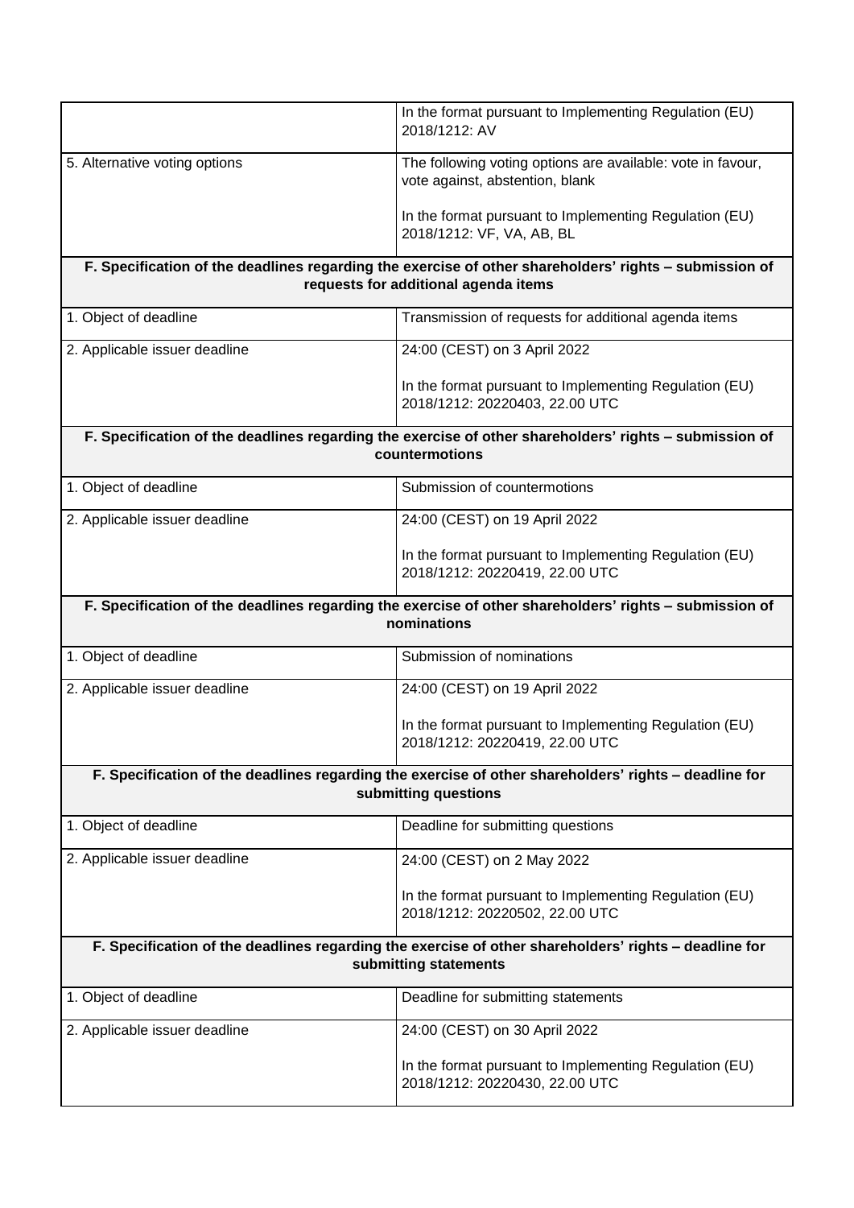| | |
|---|---|
| | In the format pursuant to Implementing Regulation (EU) 2018/1212: AV |
| 5. Alternative voting options | The following voting options are available: vote in favour, vote against, abstention, blank<br><br>In the format pursuant to Implementing Regulation (EU) 2018/1212: VF, VA, AB, BL |
| **F. Specification of the deadlines regarding the exercise of other shareholders' rights – submission of requests for additional agenda items** | |
| 1. Object of deadline | Transmission of requests for additional agenda items |
| 2. Applicable issuer deadline | 24:00 (CEST) on 3 April 2022<br><br>In the format pursuant to Implementing Regulation (EU) 2018/1212: 20220403, 22.00 UTC |
| **F. Specification of the deadlines regarding the exercise of other shareholders' rights – submission of countermotions** | |
| 1. Object of deadline | Submission of countermotions |
| 2. Applicable issuer deadline | 24:00 (CEST) on 19 April 2022<br><br>In the format pursuant to Implementing Regulation (EU) 2018/1212: 20220419, 22.00 UTC |
| **F. Specification of the deadlines regarding the exercise of other shareholders' rights – submission of nominations** | |
| 1. Object of deadline | Submission of nominations |
| 2. Applicable issuer deadline | 24:00 (CEST) on 19 April 2022<br><br>In the format pursuant to Implementing Regulation (EU) 2018/1212: 20220419, 22.00 UTC |
| **F. Specification of the deadlines regarding the exercise of other shareholders' rights – deadline for submitting questions** | |
| 1. Object of deadline | Deadline for submitting questions |
| 2. Applicable issuer deadline | 24:00 (CEST) on 2 May 2022<br><br>In the format pursuant to Implementing Regulation (EU) 2018/1212: 20220502, 22.00 UTC |
| **F. Specification of the deadlines regarding the exercise of other shareholders' rights – deadline for submitting statements** | |
| 1. Object of deadline | Deadline for submitting statements |
| 2. Applicable issuer deadline | 24:00 (CEST) on 30 April 2022<br><br>In the format pursuant to Implementing Regulation (EU) 2018/1212: 20220430, 22.00 UTC |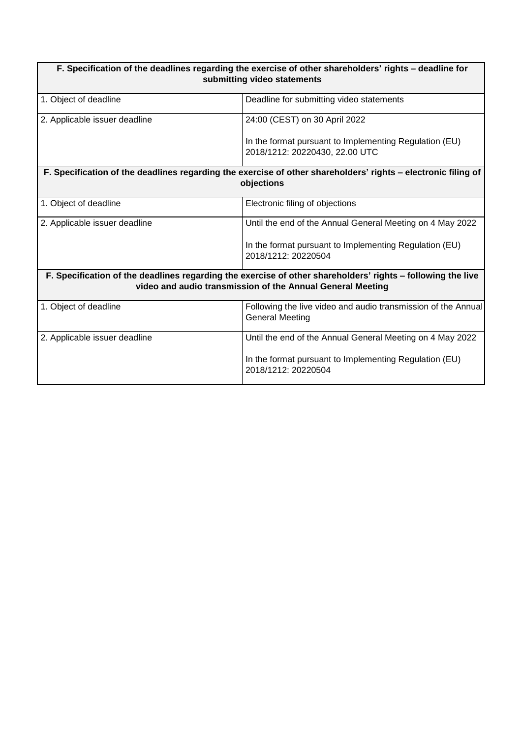| F. Specification of the deadlines regarding the exercise of other shareholders' rights – deadline for submitting video statements | |
|---|---|
| 1. Object of deadline | Deadline for submitting video statements |
| 2. Applicable issuer deadline | 24:00 (CEST) on 30 April 2022<br><br>In the format pursuant to Implementing Regulation (EU) 2018/1212: 20220430, 22.00 UTC |
| **F. Specification of the deadlines regarding the exercise of other shareholders' rights – electronic filing of objections** | |
| 1. Object of deadline | Electronic filing of objections |
| 2. Applicable issuer deadline | Until the end of the Annual General Meeting on 4 May 2022<br><br>In the format pursuant to Implementing Regulation (EU) 2018/1212: 20220504 |
| **F. Specification of the deadlines regarding the exercise of other shareholders' rights – following the live video and audio transmission of the Annual General Meeting** | |
| 1. Object of deadline | Following the live video and audio transmission of the Annual General Meeting |
| 2. Applicable issuer deadline | Until the end of the Annual General Meeting on 4 May 2022<br><br>In the format pursuant to Implementing Regulation (EU) 2018/1212: 20220504 |